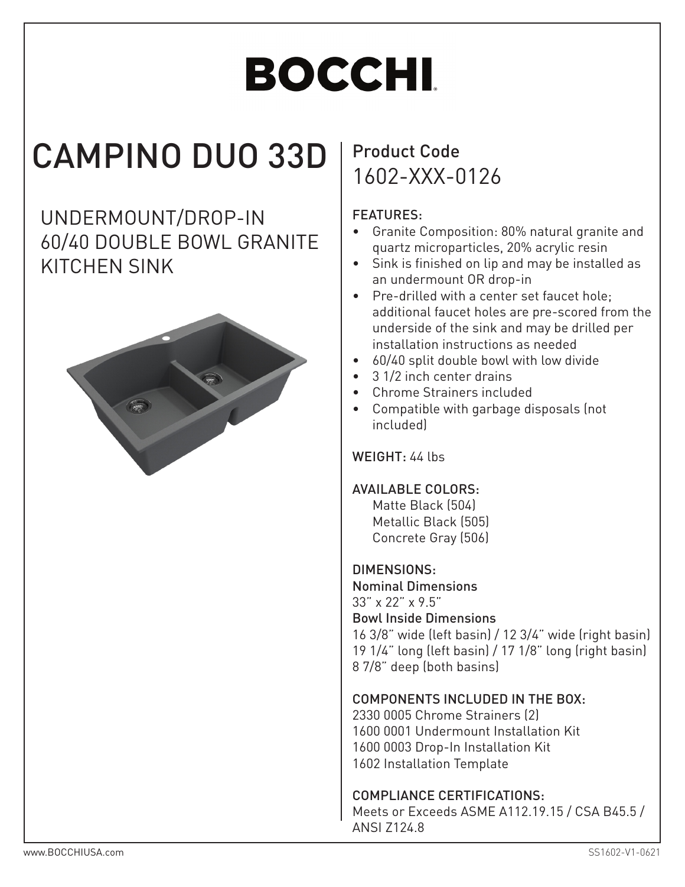# BOCCHI

## CAMPINO DUO 33D

### UNDERMOUNT/DROP-IN 60/40 DOUBLE BOWL GRANITE KITCHEN SINK

**Product Code**
1602-XXX-0126

**FEATURES:**

- Granite Composition: 80% natural granite and quartz microparticles, 20% acrylic resin
- Sink is finished on lip and may be installed as an undermount OR drop-in
- Pre-drilled with a center set faucet hole; additional faucet holes are pre-scored from the underside of the sink and may be drilled per installation instructions as needed
- 60/40 split double bowl with low divide
- 3 1/2 inch center drains
- Chrome Strainers included
- Compatible with garbage disposals (not included)

**WEIGHT:** 44 lbs

**AVAILABLE COLORS:**
Matte Black (504)
Metallic Black (505)
Concrete Gray (506)

**DIMENSIONS:**
**Nominal Dimensions**
33" x 22" x 9.5"
**Bowl Inside Dimensions**
16 3/8" wide (left basin) / 12 3/4" wide (right basin)
19 1/4" long (left basin) / 17 1/8" long (right basin)
8 7/8" deep (both basins)

**COMPONENTS INCLUDED IN THE BOX:**
2330 0005 Chrome Strainers (2)
1600 0001 Undermount Installation Kit
1600 0003 Drop-In Installation Kit
1602 Installation Template

**COMPLIANCE CERTIFICATIONS:**
Meets or Exceeds ASME A112.19.15 / CSA B45.5 / ANSI Z124.8

www.BOCCHIUSA.com SS1602-V1-0621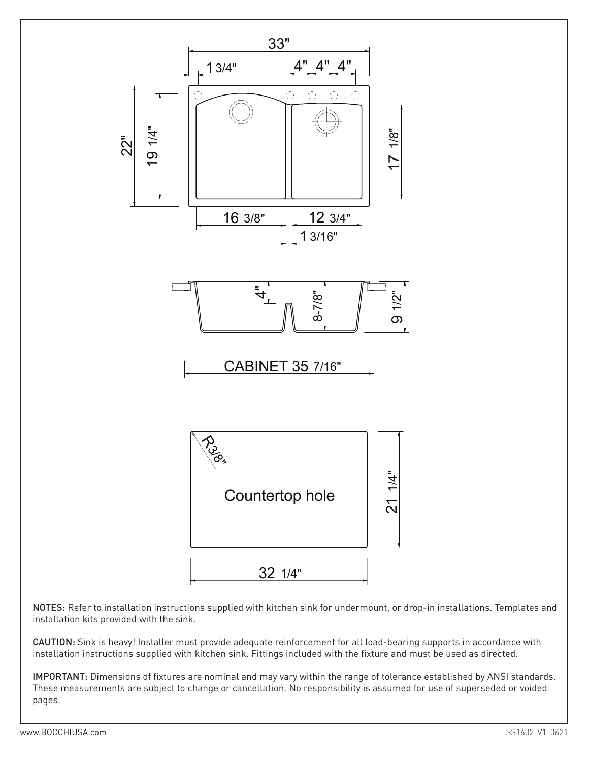33"

1 3/4"

4" 4" 4"

22"

19 1/4"

17 1/8"

16 3/8"

12 3/4"

1 3/16"

4"

8-7/8"

9 1/2"

CABINET 35 7/16"

R3/8"

Countertop hole

21 1/4"

32 1/4"

**NOTES:** Refer to installation instructions supplied with kitchen sink for undermount, or drop-in installations. Templates and installation kits provided with the sink.

**CAUTION:** Sink is heavy! Installer must provide adequate reinforcement for all load-bearing supports in accordance with installation instructions supplied with kitchen sink. Fittings included with the fixture and must be used as directed.

**IMPORTANT:** Dimensions of fixtures are nominal and may vary within the range of tolerance established by ANSI standards. These measurements are subject to change or cancellation. No responsibility is assumed for use of superseded or voided pages.

www.BOCCHIUSA.com

SS1602-V1-0621